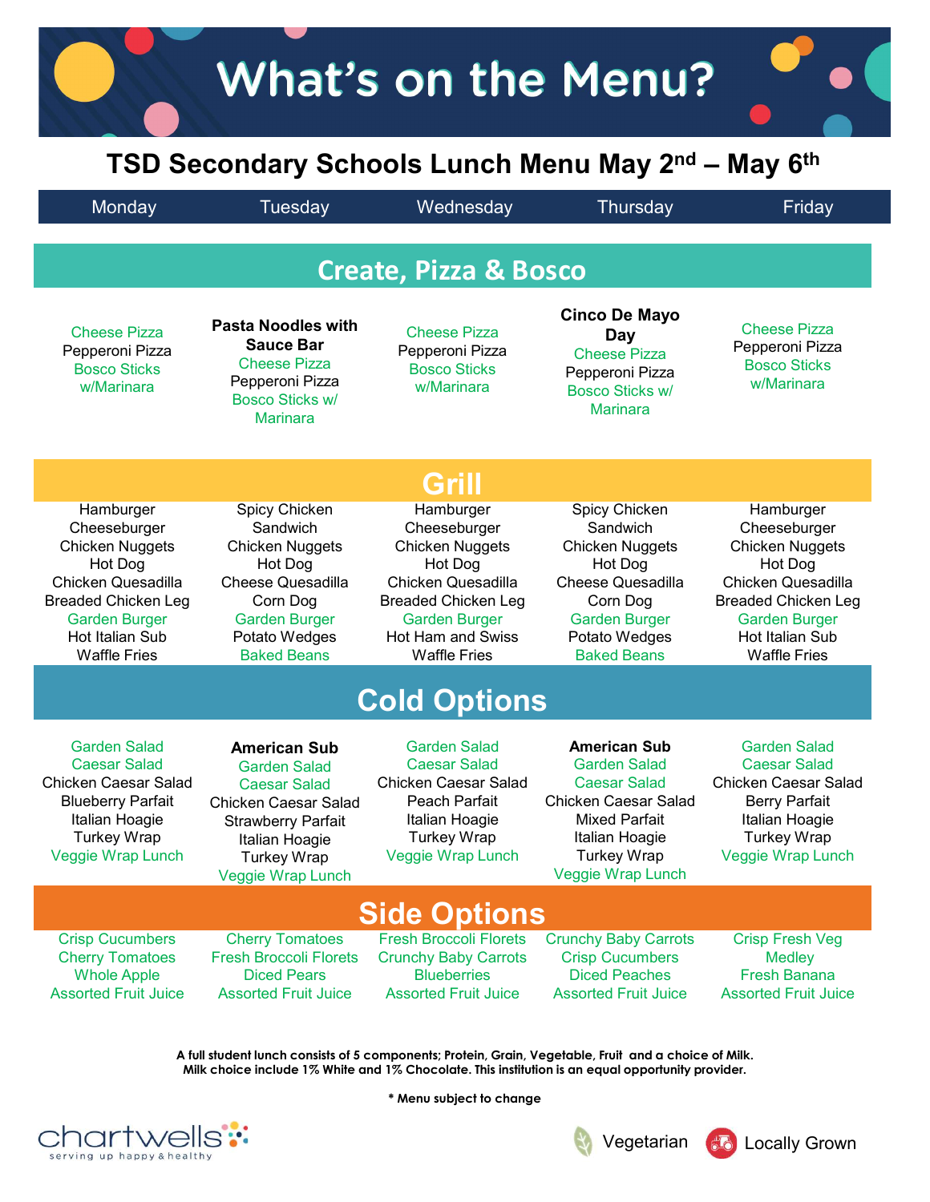# What's on the Menu?

## TSD Secondary Schools Lunch Menu May 2nd – May 6th

| | Monday | Tuesday | Wednesday | Thursday | Friday |
|---|---|---|---|---|---|
| **Create, Pizza & Bosco** | Cheese Pizza<br>Pepperoni Pizza<br>Bosco Sticks w/Marinara | **Pasta Noodles with Sauce Bar**<br>Cheese Pizza<br>Pepperoni Pizza<br>Bosco Sticks w/ Marinara | Cheese Pizza<br>Pepperoni Pizza<br>Bosco Sticks w/Marinara | **Cinco De Mayo Day**<br>Cheese Pizza<br>Pepperoni Pizza<br>Bosco Sticks w/ Marinara | Cheese Pizza<br>Pepperoni Pizza<br>Bosco Sticks w/Marinara |
| **Grill** | Hamburger<br>Cheeseburger<br>Chicken Nuggets<br>Hot Dog<br>Chicken Quesadilla<br>Breaded Chicken Leg<br>Garden Burger<br>Hot Italian Sub<br>Waffle Fries | Spicy Chicken Sandwich<br>Chicken Nuggets<br>Hot Dog<br>Cheese Quesadilla<br>Corn Dog<br>Garden Burger<br>Potato Wedges<br>Baked Beans | Hamburger<br>Cheeseburger<br>Chicken Nuggets<br>Hot Dog<br>Chicken Quesadilla<br>Breaded Chicken Leg<br>Garden Burger<br>Hot Ham and Swiss<br>Waffle Fries | Spicy Chicken Sandwich<br>Chicken Nuggets<br>Hot Dog<br>Cheese Quesadilla<br>Corn Dog<br>Garden Burger<br>Potato Wedges<br>Baked Beans | Hamburger<br>Cheeseburger<br>Chicken Nuggets<br>Hot Dog<br>Chicken Quesadilla<br>Breaded Chicken Leg<br>Garden Burger<br>Hot Italian Sub<br>Waffle Fries |
| **Cold Options** | Garden Salad<br>Caesar Salad<br>Chicken Caesar Salad<br>Blueberry Parfait<br>Italian Hoagie<br>Turkey Wrap<br>Veggie Wrap Lunch | **American Sub**<br>Garden Salad<br>Caesar Salad<br>Chicken Caesar Salad<br>Strawberry Parfait<br>Italian Hoagie<br>Turkey Wrap<br>Veggie Wrap Lunch | Garden Salad<br>Caesar Salad<br>Chicken Caesar Salad<br>Peach Parfait<br>Italian Hoagie<br>Turkey Wrap<br>Veggie Wrap Lunch | **American Sub**<br>Garden Salad<br>Caesar Salad<br>Chicken Caesar Salad<br>Mixed Parfait<br>Italian Hoagie<br>Turkey Wrap<br>Veggie Wrap Lunch | Garden Salad<br>Caesar Salad<br>Chicken Caesar Salad<br>Berry Parfait<br>Italian Hoagie<br>Turkey Wrap<br>Veggie Wrap Lunch |
| **Side Options** | Crisp Cucumbers<br>Cherry Tomatoes<br>Whole Apple<br>Assorted Fruit Juice | Cherry Tomatoes<br>Fresh Broccoli Florets<br>Diced Pears<br>Assorted Fruit Juice | Fresh Broccoli Florets<br>Crunchy Baby Carrots<br>Blueberries<br>Assorted Fruit Juice | Crunchy Baby Carrots<br>Crisp Cucumbers<br>Diced Peaches<br>Assorted Fruit Juice | Crisp Fresh Veg Medley<br>Fresh Banana<br>Assorted Fruit Juice |

**A full student lunch consists of 5 components; Protein, Grain, Vegetable, Fruit and a choice of Milk. Milk choice include 1% White and 1% Chocolate. This institution is an equal opportunity provider.**

**\* Menu subject to change**

chartwells — serving up happy & healthy

Vegetarian | Locally Grown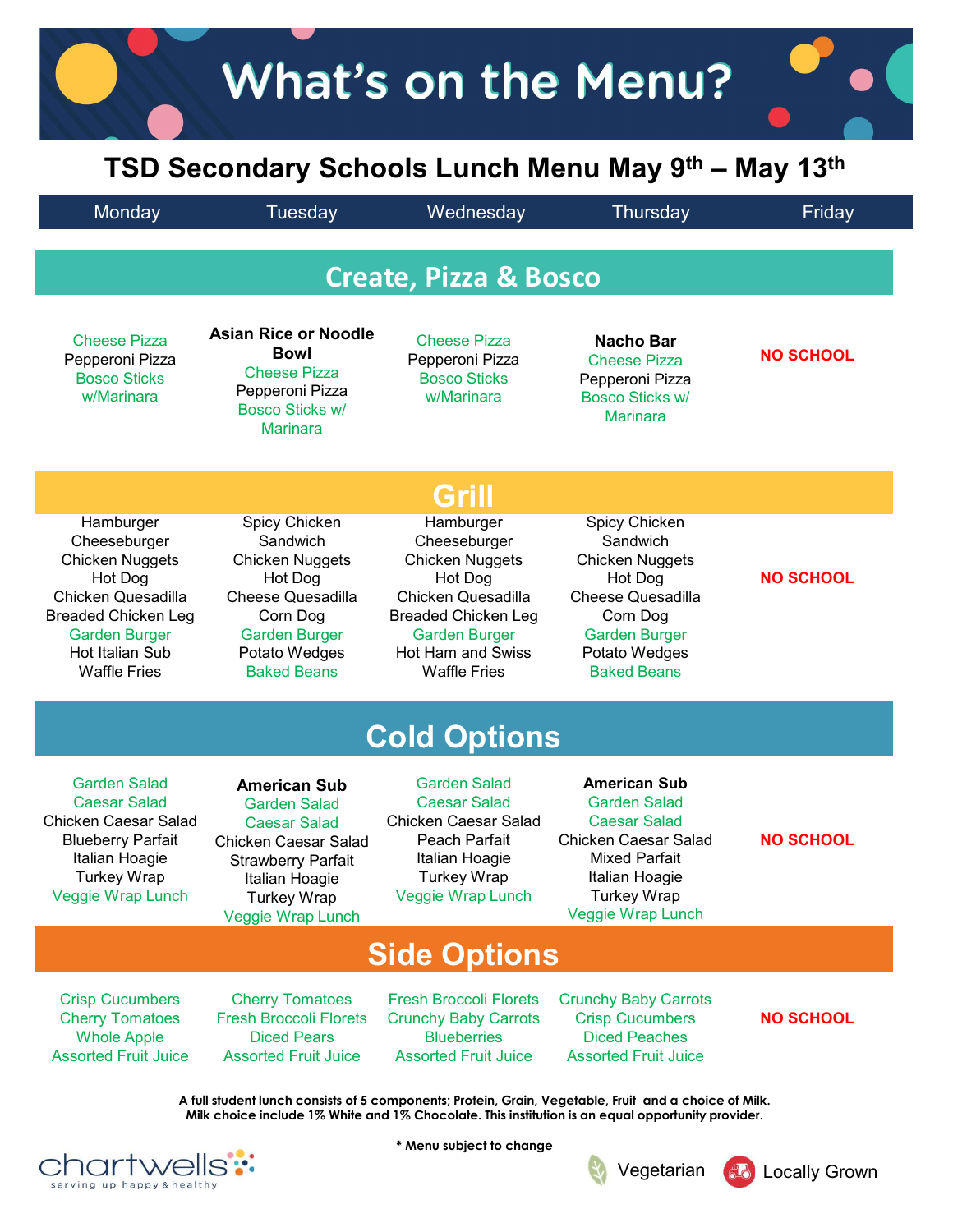# What's on the Menu?

## TSD Secondary Schools Lunch Menu May 9th – May 13th

| | Monday | Tuesday | Wednesday | Thursday | Friday |
|---|---|---|---|---|---|
| **Create, Pizza & Bosco** | Cheese Pizza<br>Pepperoni Pizza<br>Bosco Sticks w/Marinara | **Asian Rice or Noodle Bowl**<br>Cheese Pizza<br>Pepperoni Pizza<br>Bosco Sticks w/ Marinara | Cheese Pizza<br>Pepperoni Pizza<br>Bosco Sticks w/Marinara | **Nacho Bar**<br>Cheese Pizza<br>Pepperoni Pizza<br>Bosco Sticks w/ Marinara | **NO SCHOOL** |
| **Grill** | Hamburger<br>Cheeseburger<br>Chicken Nuggets<br>Hot Dog<br>Chicken Quesadilla<br>Breaded Chicken Leg<br>Garden Burger<br>Hot Italian Sub<br>Waffle Fries | Spicy Chicken Sandwich<br>Chicken Nuggets<br>Hot Dog<br>Cheese Quesadilla<br>Corn Dog<br>Garden Burger<br>Potato Wedges<br>Baked Beans | Hamburger<br>Cheeseburger<br>Chicken Nuggets<br>Hot Dog<br>Chicken Quesadilla<br>Breaded Chicken Leg<br>Garden Burger<br>Hot Ham and Swiss<br>Waffle Fries | Spicy Chicken Sandwich<br>Chicken Nuggets<br>Hot Dog<br>Cheese Quesadilla<br>Corn Dog<br>Garden Burger<br>Potato Wedges<br>Baked Beans | **NO SCHOOL** |
| **Cold Options** | Garden Salad<br>Caesar Salad<br>Chicken Caesar Salad<br>Blueberry Parfait<br>Italian Hoagie<br>Turkey Wrap<br>Veggie Wrap Lunch | **American Sub**<br>Garden Salad<br>Caesar Salad<br>Chicken Caesar Salad<br>Strawberry Parfait<br>Italian Hoagie<br>Turkey Wrap<br>Veggie Wrap Lunch | Garden Salad<br>Caesar Salad<br>Chicken Caesar Salad<br>Peach Parfait<br>Italian Hoagie<br>Turkey Wrap<br>Veggie Wrap Lunch | **American Sub**<br>Garden Salad<br>Caesar Salad<br>Chicken Caesar Salad<br>Mixed Parfait<br>Italian Hoagie<br>Turkey Wrap<br>Veggie Wrap Lunch | **NO SCHOOL** |
| **Side Options** | Crisp Cucumbers<br>Cherry Tomatoes<br>Whole Apple<br>Assorted Fruit Juice | Cherry Tomatoes<br>Fresh Broccoli Florets<br>Diced Pears<br>Assorted Fruit Juice | Fresh Broccoli Florets<br>Crunchy Baby Carrots<br>Blueberries<br>Assorted Fruit Juice | Crunchy Baby Carrots<br>Crisp Cucumbers<br>Diced Peaches<br>Assorted Fruit Juice | **NO SCHOOL** |

**A full student lunch consists of 5 components; Protein, Grain, Vegetable, Fruit and a choice of Milk. Milk choice include 1% White and 1% Chocolate. This institution is an equal opportunity provider.**

**\* Menu subject to change**

chartwells — serving up happy & healthy

Vegetarian | Locally Grown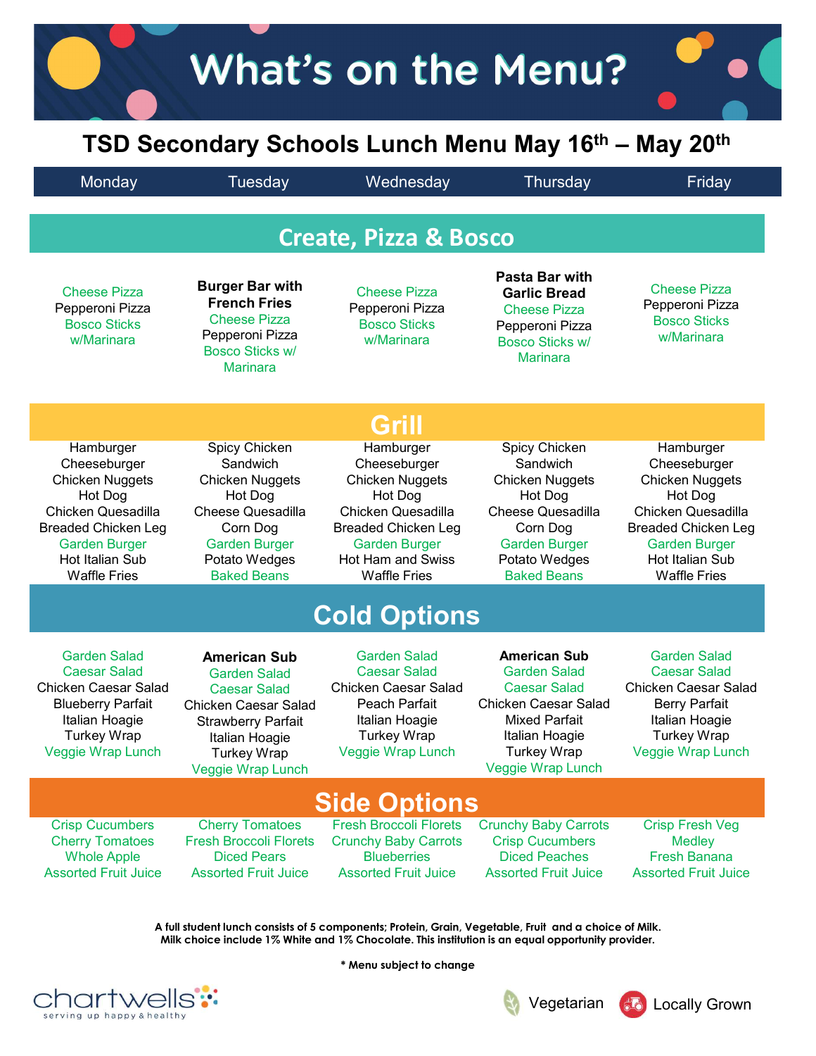# What's on the Menu?

## TSD Secondary Schools Lunch Menu May 16th – May 20th

| | Monday | Tuesday | Wednesday | Thursday | Friday |
|---|---|---|---|---|---|
| **Create, Pizza & Bosco** | Cheese Pizza<br>Pepperoni Pizza<br>Bosco Sticks w/Marinara | **Burger Bar with French Fries**<br>Cheese Pizza<br>Pepperoni Pizza<br>Bosco Sticks w/ Marinara | Cheese Pizza<br>Pepperoni Pizza<br>Bosco Sticks w/Marinara | **Pasta Bar with Garlic Bread**<br>Cheese Pizza<br>Pepperoni Pizza<br>Bosco Sticks w/ Marinara | Cheese Pizza<br>Pepperoni Pizza<br>Bosco Sticks w/Marinara |
| **Grill** | Hamburger<br>Cheeseburger<br>Chicken Nuggets<br>Hot Dog<br>Chicken Quesadilla<br>Breaded Chicken Leg<br>Garden Burger<br>Hot Italian Sub<br>Waffle Fries | Spicy Chicken Sandwich<br>Chicken Nuggets<br>Hot Dog<br>Cheese Quesadilla<br>Corn Dog<br>Garden Burger<br>Potato Wedges<br>Baked Beans | Hamburger<br>Cheeseburger<br>Chicken Nuggets<br>Hot Dog<br>Chicken Quesadilla<br>Breaded Chicken Leg<br>Garden Burger<br>Hot Ham and Swiss<br>Waffle Fries | Spicy Chicken Sandwich<br>Chicken Nuggets<br>Hot Dog<br>Cheese Quesadilla<br>Corn Dog<br>Garden Burger<br>Potato Wedges<br>Baked Beans | Hamburger<br>Cheeseburger<br>Chicken Nuggets<br>Hot Dog<br>Chicken Quesadilla<br>Breaded Chicken Leg<br>Garden Burger<br>Hot Italian Sub<br>Waffle Fries |
| **Cold Options** | Garden Salad<br>Caesar Salad<br>Chicken Caesar Salad<br>Blueberry Parfait<br>Italian Hoagie<br>Turkey Wrap<br>Veggie Wrap Lunch | **American Sub**<br>Garden Salad<br>Caesar Salad<br>Chicken Caesar Salad<br>Strawberry Parfait<br>Italian Hoagie<br>Turkey Wrap<br>Veggie Wrap Lunch | Garden Salad<br>Caesar Salad<br>Chicken Caesar Salad<br>Peach Parfait<br>Italian Hoagie<br>Turkey Wrap<br>Veggie Wrap Lunch | **American Sub**<br>Garden Salad<br>Caesar Salad<br>Chicken Caesar Salad<br>Mixed Parfait<br>Italian Hoagie<br>Turkey Wrap<br>Veggie Wrap Lunch | Garden Salad<br>Caesar Salad<br>Chicken Caesar Salad<br>Berry Parfait<br>Italian Hoagie<br>Turkey Wrap<br>Veggie Wrap Lunch |
| **Side Options** | Crisp Cucumbers<br>Cherry Tomatoes<br>Whole Apple<br>Assorted Fruit Juice | Cherry Tomatoes<br>Fresh Broccoli Florets<br>Diced Pears<br>Assorted Fruit Juice | Fresh Broccoli Florets<br>Crunchy Baby Carrots<br>Blueberries<br>Assorted Fruit Juice | Crunchy Baby Carrots<br>Crisp Cucumbers<br>Diced Peaches<br>Assorted Fruit Juice | Crisp Fresh Veg Medley<br>Fresh Banana<br>Assorted Fruit Juice |

**A full student lunch consists of 5 components; Protein, Grain, Vegetable, Fruit and a choice of Milk. Milk choice include 1% White and 1% Chocolate. This institution is an equal opportunity provider.**

**\* Menu subject to change**

chartwells — serving up happy & healthy

Vegetarian | Locally Grown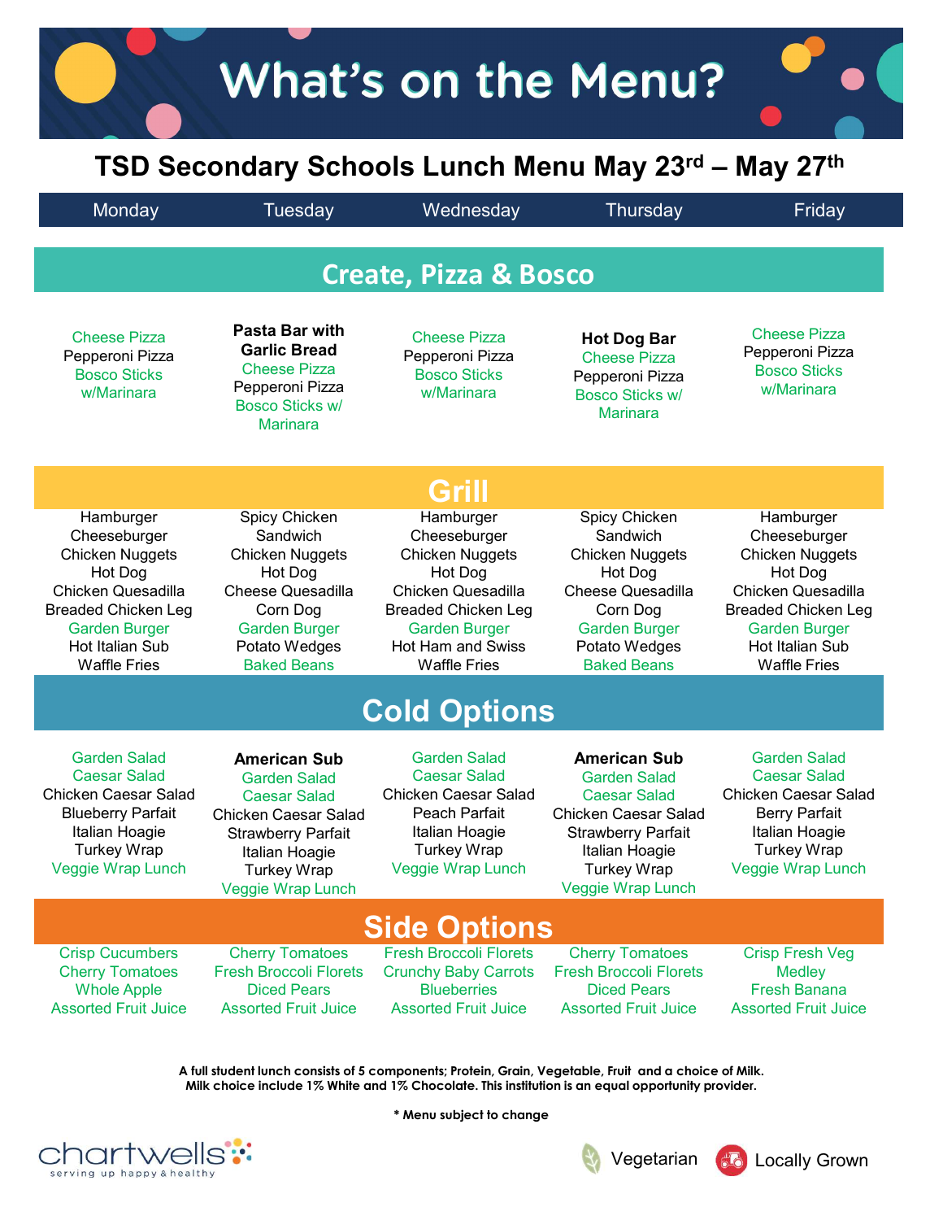# What's on the Menu?

## TSD Secondary Schools Lunch Menu May 23rd – May 27th

| Monday | Tuesday | Wednesday | Thursday | Friday |
|---|---|---|---|---|
| **Create, Pizza & Bosco** | | | | |
| Cheese Pizza<br>Pepperoni Pizza<br>Bosco Sticks w/Marinara | **Pasta Bar with Garlic Bread**<br>Cheese Pizza<br>Pepperoni Pizza<br>Bosco Sticks w/ Marinara | Cheese Pizza<br>Pepperoni Pizza<br>Bosco Sticks w/Marinara | **Hot Dog Bar**<br>Cheese Pizza<br>Pepperoni Pizza<br>Bosco Sticks w/ Marinara | Cheese Pizza<br>Pepperoni Pizza<br>Bosco Sticks w/Marinara |
| **Grill** | | | | |
| Hamburger<br>Cheeseburger<br>Chicken Nuggets<br>Hot Dog<br>Chicken Quesadilla<br>Breaded Chicken Leg<br>Garden Burger<br>Hot Italian Sub<br>Waffle Fries | Spicy Chicken Sandwich<br>Chicken Nuggets<br>Hot Dog<br>Cheese Quesadilla<br>Corn Dog<br>Garden Burger<br>Potato Wedges<br>Baked Beans | Hamburger<br>Cheeseburger<br>Chicken Nuggets<br>Hot Dog<br>Chicken Quesadilla<br>Breaded Chicken Leg<br>Garden Burger<br>Hot Ham and Swiss<br>Waffle Fries | Spicy Chicken Sandwich<br>Chicken Nuggets<br>Hot Dog<br>Cheese Quesadilla<br>Corn Dog<br>Garden Burger<br>Potato Wedges<br>Baked Beans | Hamburger<br>Cheeseburger<br>Chicken Nuggets<br>Hot Dog<br>Chicken Quesadilla<br>Breaded Chicken Leg<br>Garden Burger<br>Hot Italian Sub<br>Waffle Fries |
| **Cold Options** | | | | |
| Garden Salad<br>Caesar Salad<br>Chicken Caesar Salad<br>Blueberry Parfait<br>Italian Hoagie<br>Turkey Wrap<br>Veggie Wrap Lunch | **American Sub**<br>Garden Salad<br>Caesar Salad<br>Chicken Caesar Salad<br>Strawberry Parfait<br>Italian Hoagie<br>Turkey Wrap<br>Veggie Wrap Lunch | Garden Salad<br>Caesar Salad<br>Chicken Caesar Salad<br>Peach Parfait<br>Italian Hoagie<br>Turkey Wrap<br>Veggie Wrap Lunch | **American Sub**<br>Garden Salad<br>Caesar Salad<br>Chicken Caesar Salad<br>Strawberry Parfait<br>Italian Hoagie<br>Turkey Wrap<br>Veggie Wrap Lunch | Garden Salad<br>Caesar Salad<br>Chicken Caesar Salad<br>Berry Parfait<br>Italian Hoagie<br>Turkey Wrap<br>Veggie Wrap Lunch |
| **Side Options** | | | | |
| Crisp Cucumbers<br>Cherry Tomatoes<br>Whole Apple<br>Assorted Fruit Juice | Cherry Tomatoes<br>Fresh Broccoli Florets<br>Diced Pears<br>Assorted Fruit Juice | Fresh Broccoli Florets<br>Crunchy Baby Carrots<br>Blueberries<br>Assorted Fruit Juice | Cherry Tomatoes<br>Fresh Broccoli Florets<br>Diced Pears<br>Assorted Fruit Juice | Crisp Fresh Veg Medley<br>Fresh Banana<br>Assorted Fruit Juice |

**A full student lunch consists of 5 components; Protein, Grain, Vegetable, Fruit and a choice of Milk. Milk choice include 1% White and 1% Chocolate. This institution is an equal opportunity provider.**

**\* Menu subject to change**

chartwells
serving up happy & healthy

Vegetarian    Locally Grown